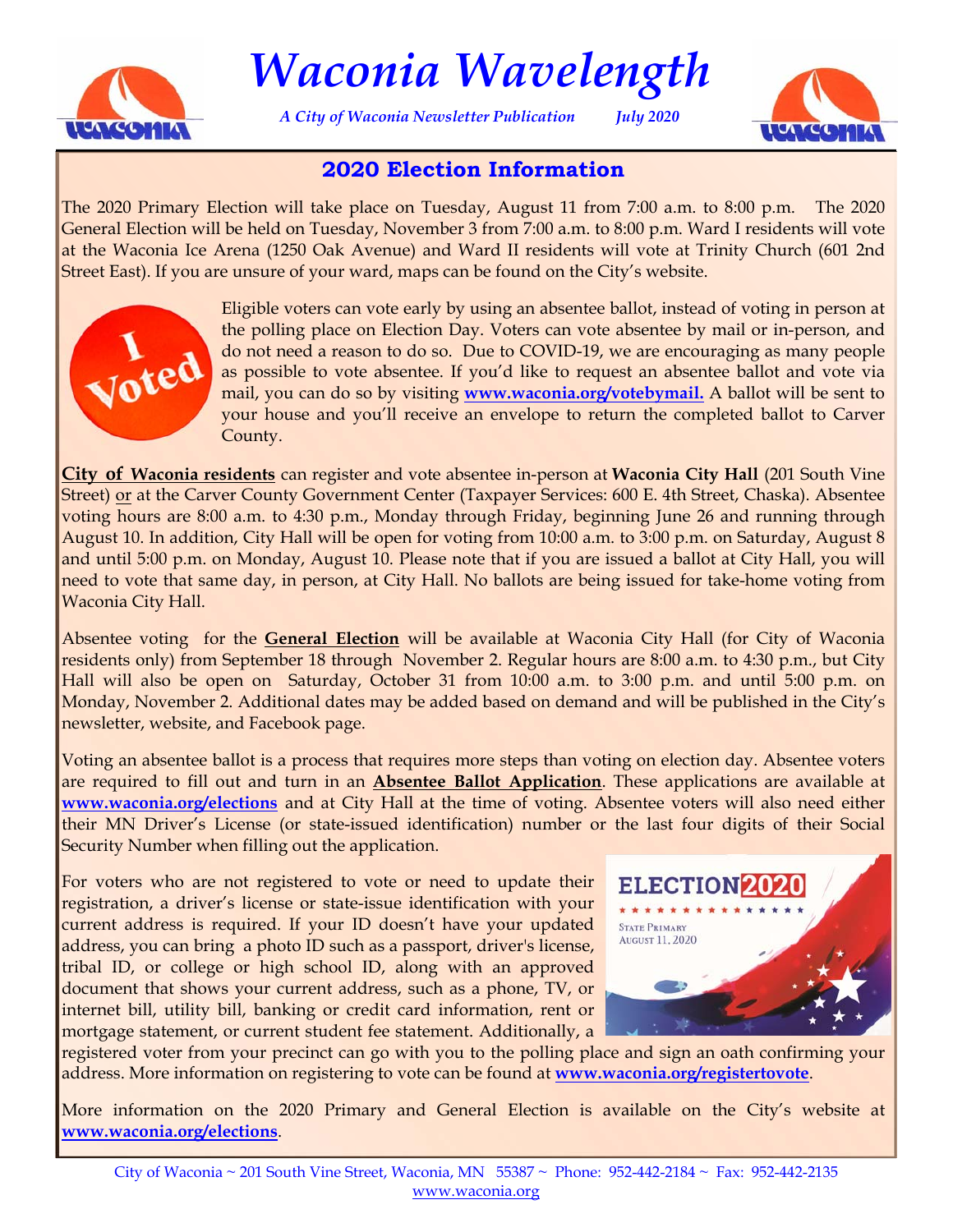# Waconia Wavelength

*A City of Waconia Newsletter Publication July 2020*

## 2020 Election Information

The 2020 Primary Election will take place on Tuesday, August 11 from 7:00 a.m. to 8:00 p.m. The 2020 General Election will be held on Tuesday, November 3 from 7:00 a.m. to 8:00 p.m. Ward I residents will vote at the Waconia Ice Arena (1250 Oak Avenue) and Ward II residents will vote at Trinity Church (601 2nd Street East). If you are unsure of your ward, maps can be found on the City's website.

Eligible voters can vote early by using an absentee ballot, instead of voting in person at the polling place on Election Day. Voters can vote absentee by mail or in-person, and do not need a reason to do so. Due to COVID-19, we are encouraging as many people as possible to vote absentee. If you'd like to request an absentee ballot and vote via mail, you can do so by visiting **www.waconia.org/votebymail.** A ballot will be sent to your house and you'll receive an envelope to return the completed ballot to Carver County.

**City of Waconia residents** can register and vote absentee in-person at **Waconia City Hall** (201 South Vine Street) or at the Carver County Government Center (Taxpayer Services: 600 E. 4th Street, Chaska). Absentee voting hours are 8:00 a.m. to 4:30 p.m., Monday through Friday, beginning June 26 and running through August 10. In addition, City Hall will be open for voting from 10:00 a.m. to 3:00 p.m. on Saturday, August 8 and until 5:00 p.m. on Monday, August 10. Please note that if you are issued a ballot at City Hall, you will need to vote that same day, in person, at City Hall. No ballots are being issued for take-home voting from Waconia City Hall.

Absentee voting for the **General Election** will be available at Waconia City Hall (for City of Waconia residents only) from September 18 through November 2. Regular hours are 8:00 a.m. to 4:30 p.m., but City Hall will also be open on Saturday, October 31 from 10:00 a.m. to 3:00 p.m. and until 5:00 p.m. on Monday, November 2. Additional dates may be added based on demand and will be published in the City's newsletter, website, and Facebook page.

Voting an absentee ballot is a process that requires more steps than voting on election day. Absentee voters are required to fill out and turn in an **Absentee Ballot Application**. These applications are available at **www.waconia.org/elections** and at City Hall at the time of voting. Absentee voters will also need either their MN Driver's License (or state-issued identification) number or the last four digits of their Social Security Number when filling out the application.

For voters who are not registered to vote or need to update their registration, a driver's license or state-issue identification with your current address is required. If your ID doesn't have your updated address, you can bring a photo ID such as a passport, driver's license, tribal ID, or college or high school ID, along with an approved document that shows your current address, such as a phone, TV, or internet bill, utility bill, banking or credit card information, rent or mortgage statement, or current student fee statement. Additionally, a registered voter from your precinct can go with you to the polling place and sign an oath confirming your address. More information on registering to vote can be found at **www.waconia.org/registertovote**.

More information on the 2020 Primary and General Election is available on the City's website at **www.waconia.org/elections**.

City of Waconia ~ 201 South Vine Street, Waconia, MN 55387 ~ Phone: 952-442-2184 ~ Fax: 952-442-2135
www.waconia.org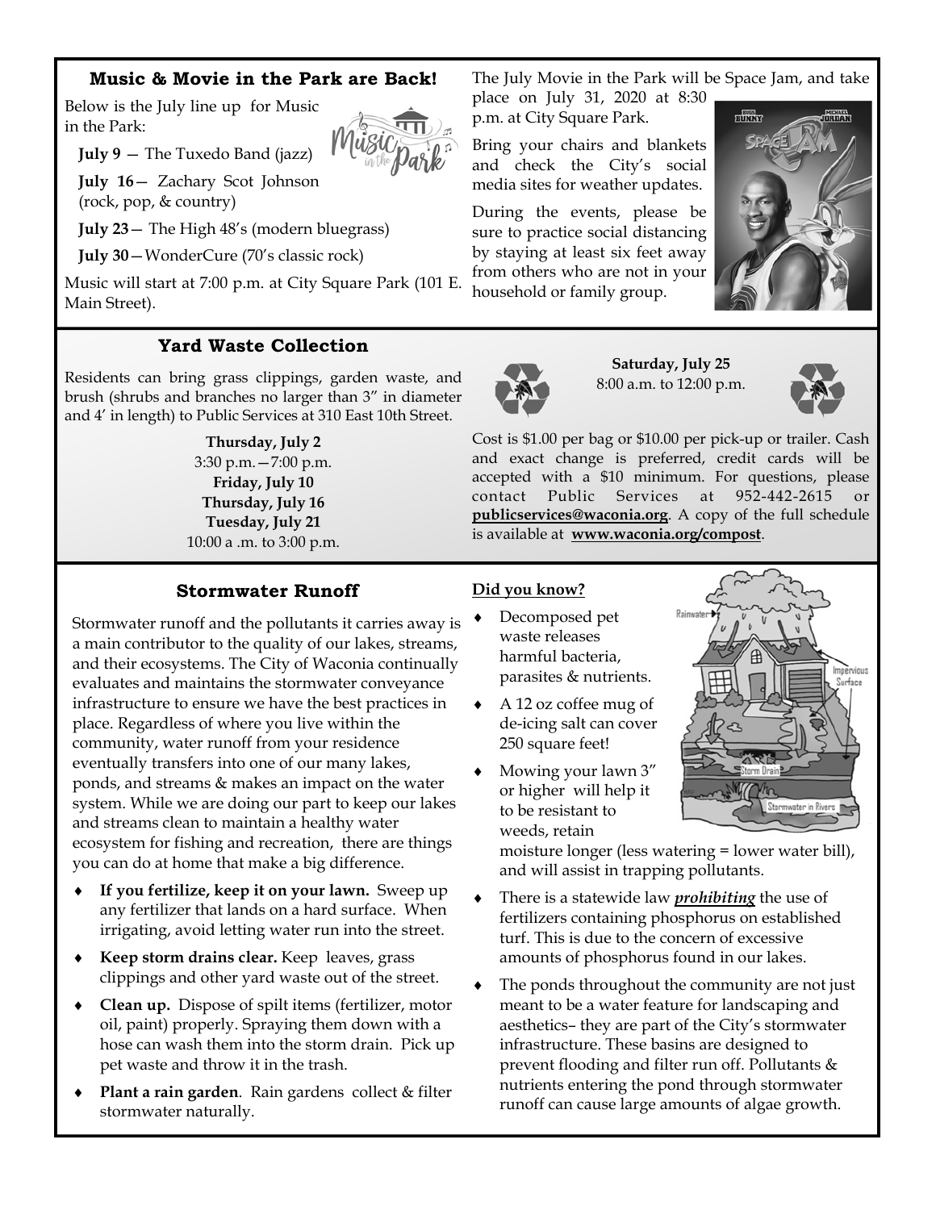## Music & Movie in the Park are Back!

Below is the July line up for Music in the Park:

**July 9** — The Tuxedo Band (jazz)

**July 16**— Zachary Scot Johnson (rock, pop, & country)

**July 23**— The High 48's (modern bluegrass)

**July 30**—WonderCure (70's classic rock)

Music will start at 7:00 p.m. at City Square Park (101 E. Main Street).

The July Movie in the Park will be Space Jam, and take place on July 31, 2020 at 8:30 p.m. at City Square Park.

Bring your chairs and blankets and check the City's social media sites for weather updates.

During the events, please be sure to practice social distancing by staying at least six feet away from others who are not in your household or family group.

## Yard Waste Collection

Residents can bring grass clippings, garden waste, and brush (shrubs and branches no larger than 3" in diameter and 4' in length) to Public Services at 310 East 10th Street.

**Thursday, July 2**
3:30 p.m.—7:00 p.m.
**Friday, July 10**
**Thursday, July 16**
**Tuesday, July 21**
10:00 a .m. to 3:00 p.m.

**Saturday, July 25**
8:00 a.m. to 12:00 p.m.

Cost is $1.00 per bag or $10.00 per pick-up or trailer. Cash and exact change is preferred, credit cards will be accepted with a $10 minimum. For questions, please contact Public Services at 952-442-2615 or **publicservices@waconia.org**. A copy of the full schedule is available at **www.waconia.org/compost**.

## Stormwater Runoff

Stormwater runoff and the pollutants it carries away is a main contributor to the quality of our lakes, streams, and their ecosystems. The City of Waconia continually evaluates and maintains the stormwater conveyance infrastructure to ensure we have the best practices in place. Regardless of where you live within the community, water runoff from your residence eventually transfers into one of our many lakes, ponds, and streams & makes an impact on the water system. While we are doing our part to keep our lakes and streams clean to maintain a healthy water ecosystem for fishing and recreation, there are things you can do at home that make a big difference.

- **If you fertilize, keep it on your lawn.** Sweep up any fertilizer that lands on a hard surface. When irrigating, avoid letting water run into the street.
- **Keep storm drains clear.** Keep leaves, grass clippings and other yard waste out of the street.
- **Clean up.** Dispose of spilt items (fertilizer, motor oil, paint) properly. Spraying them down with a hose can wash them into the storm drain. Pick up pet waste and throw it in the trash.
- **Plant a rain garden**. Rain gardens collect & filter stormwater naturally.

**Did you know?**

- Decomposed pet waste releases harmful bacteria, parasites & nutrients.
- A 12 oz coffee mug of de-icing salt can cover 250 square feet!
- Mowing your lawn 3" or higher will help it to be resistant to weeds, retain moisture longer (less watering = lower water bill), and will assist in trapping pollutants.
- There is a statewide law ***prohibiting*** the use of fertilizers containing phosphorus on established turf. This is due to the concern of excessive amounts of phosphorus found in our lakes.
- The ponds throughout the community are not just meant to be a water feature for landscaping and aesthetics– they are part of the City's stormwater infrastructure. These basins are designed to prevent flooding and filter run off. Pollutants & nutrients entering the pond through stormwater runoff can cause large amounts of algae growth.